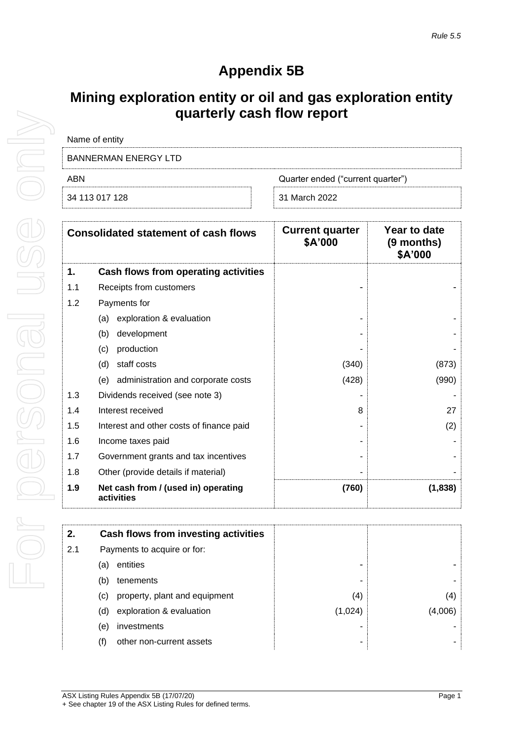*Rule 5.5*

# Appendix 5B

## Mining exploration entity or oil and gas exploration entity quarterly cash flow report

| Name of entity | |
|---|---|
| BANNERMAN ENERGY LTD | |
| **ABN** | **Quarter ended ("current quarter")** |
| 34 113 017 128 | 31 March 2022 |

| | Consolidated statement of cash flows | | Current quarter $A'000 | Year to date (9 months) $A'000 |
|---|---|---|---|---|
| **1.** | **Cash flows from operating activities** | | | |
| 1.1 | Receipts from customers | | - | - |
| 1.2 | Payments for | | | |
| | (a) | exploration & evaluation | - | - |
| | (b) | development | - | - |
| | (c) | production | - | - |
| | (d) | staff costs | (340) | (873) |
| | (e) | administration and corporate costs | (428) | (990) |
| 1.3 | Dividends received (see note 3) | | - | - |
| 1.4 | Interest received | | 8 | 27 |
| 1.5 | Interest and other costs of finance paid | | - | (2) |
| 1.6 | Income taxes paid | | - | - |
| 1.7 | Government grants and tax incentives | | - | - |
| 1.8 | Other (provide details if material) | | - | - |
| **1.9** | **Net cash from / (used in) operating activities** | | **(760)** | **(1,838)** |

| | | | | |
|---|---|---|---|---|
| **2.** | **Cash flows from investing activities** | | | |
| 2.1 | Payments to acquire or for: | | | |
| | (a) | entities | - | - |
| | (b) | tenements | - | - |
| | (c) | property, plant and equipment | (4) | (4) |
| | (d) | exploration & evaluation | (1,024) | (4,006) |
| | (e) | investments | - | - |
| | (f) | other non-current assets | - | - |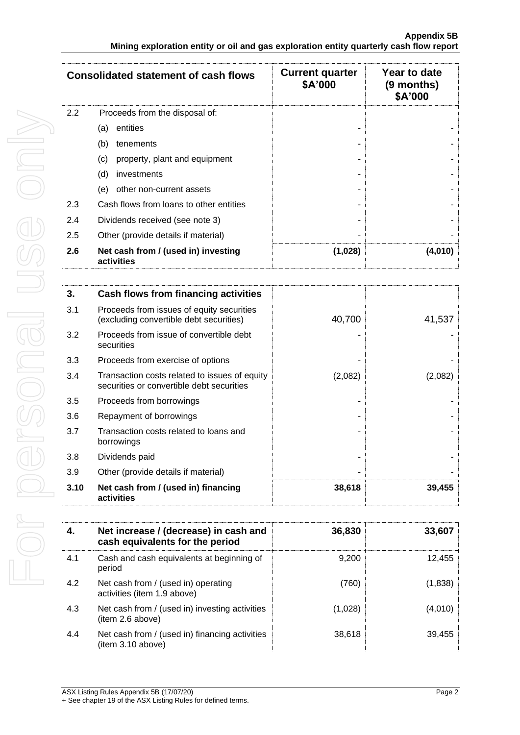| Consolidated statement of cash flows | | Current quarter $A'000 | Year to date (9 months) $A'000 |
|---|---|---|---|
| 2.2 | Proceeds from the disposal of: | | |
| | (a) entities | - | - |
| | (b) tenements | - | - |
| | (c) property, plant and equipment | - | - |
| | (d) investments | - | - |
| | (e) other non-current assets | - | - |
| 2.3 | Cash flows from loans to other entities | - | - |
| 2.4 | Dividends received (see note 3) | - | - |
| 2.5 | Other (provide details if material) | - | - |
| **2.6** | **Net cash from / (used in) investing activities** | **(1,028)** | **(4,010)** |

| **3.** | **Cash flows from financing activities** | | |
|---|---|---|---|
| 3.1 | Proceeds from issues of equity securities (excluding convertible debt securities) | 40,700 | 41,537 |
| 3.2 | Proceeds from issue of convertible debt securities | - | - |
| 3.3 | Proceeds from exercise of options | - | - |
| 3.4 | Transaction costs related to issues of equity securities or convertible debt securities | (2,082) | (2,082) |
| 3.5 | Proceeds from borrowings | - | - |
| 3.6 | Repayment of borrowings | - | - |
| 3.7 | Transaction costs related to loans and borrowings | - | - |
| 3.8 | Dividends paid | - | - |
| 3.9 | Other (provide details if material) | - | - |
| **3.10** | **Net cash from / (used in) financing activities** | **38,618** | **39,455** |

| **4.** | **Net increase / (decrease) in cash and cash equivalents for the period** | **36,830** | **33,607** |
|---|---|---|---|
| 4.1 | Cash and cash equivalents at beginning of period | 9,200 | 12,455 |
| 4.2 | Net cash from / (used in) operating activities (item 1.9 above) | (760) | (1,838) |
| 4.3 | Net cash from / (used in) investing activities (item 2.6 above) | (1,028) | (4,010) |
| 4.4 | Net cash from / (used in) financing activities (item 3.10 above) | 38,618 | 39,455 |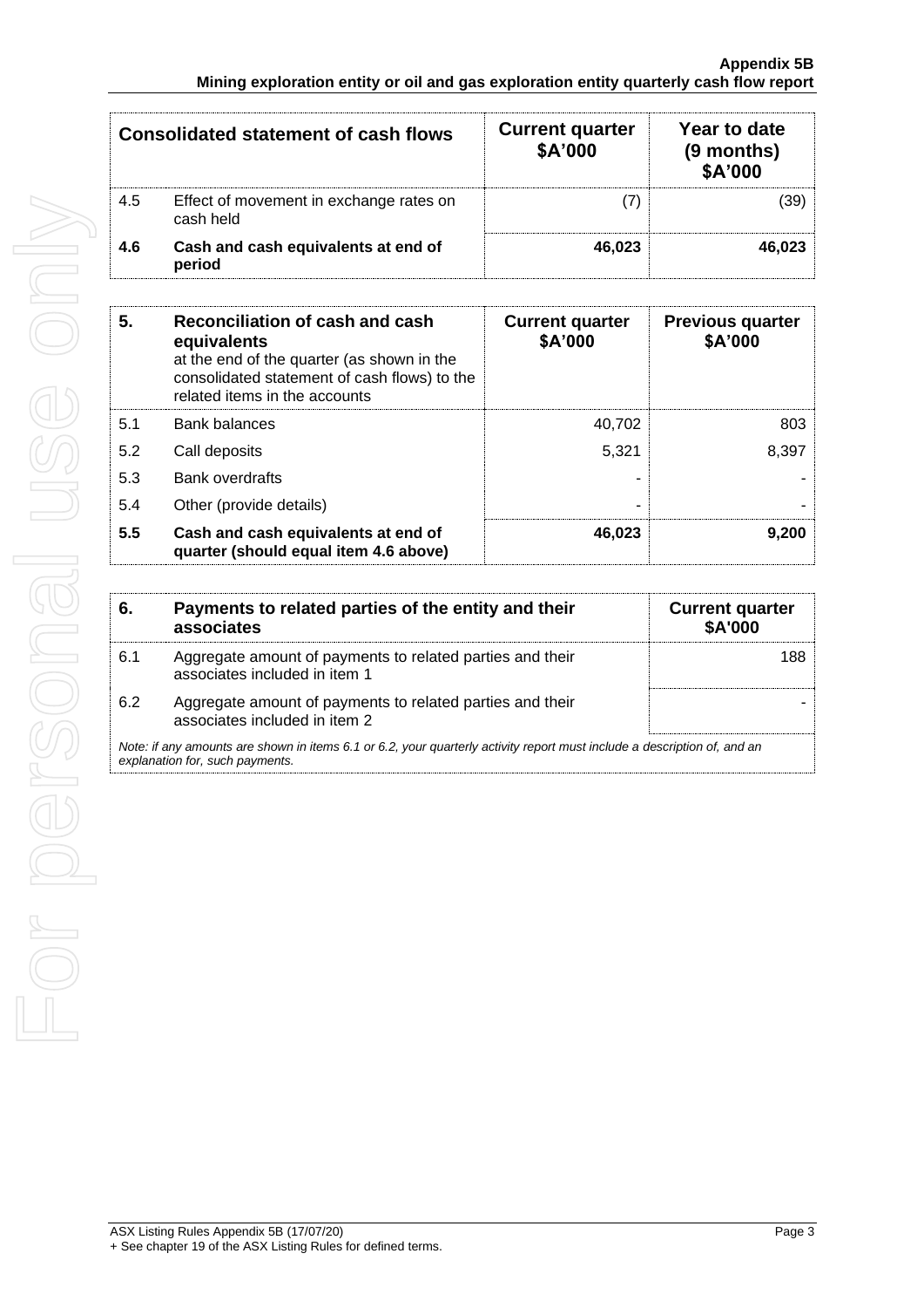| Consolidated statement of cash flows | | Current quarter $A'000 | Year to date (9 months) $A'000 |
|---|---|---|---|
| 4.5 | Effect of movement in exchange rates on cash held | (7) | (39) |
| **4.6** | **Cash and cash equivalents at end of period** | **46,023** | **46,023** |

| **5.** | **Reconciliation of cash and cash equivalents** at the end of the quarter (as shown in the consolidated statement of cash flows) to the related items in the accounts | **Current quarter $A'000** | **Previous quarter $A'000** |
|---|---|---|---|
| 5.1 | Bank balances | 40,702 | 803 |
| 5.2 | Call deposits | 5,321 | 8,397 |
| 5.3 | Bank overdrafts | - | - |
| 5.4 | Other (provide details) | - | - |
| **5.5** | **Cash and cash equivalents at end of quarter (should equal item 4.6 above)** | **46,023** | **9,200** |

| **6.** | **Payments to related parties of the entity and their associates** | **Current quarter $A'000** |
|---|---|---|
| 6.1 | Aggregate amount of payments to related parties and their associates included in item 1 | 188 |
| 6.2 | Aggregate amount of payments to related parties and their associates included in item 2 | - |

*Note: if any amounts are shown in items 6.1 or 6.2, your quarterly activity report must include a description of, and an explanation for, such payments.*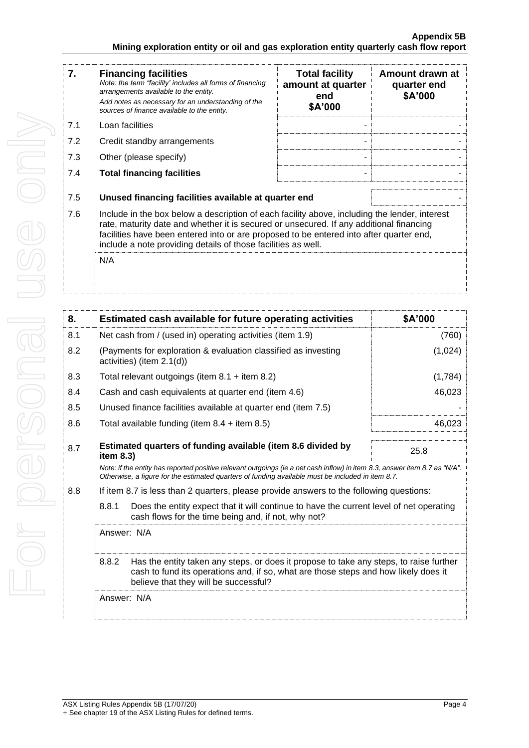| 7. | **Financing facilities** *Note: the term "facility' includes all forms of financing arrangements available to the entity.* *Add notes as necessary for an understanding of the sources of finance available to the entity.* | **Total facility amount at quarter end $A'000** | **Amount drawn at quarter end $A'000** |
|---|---|---|---|
| 7.1 | Loan facilities | - | - |
| 7.2 | Credit standby arrangements | - | - |
| 7.3 | Other (please specify) | - | - |
| 7.4 | **Total financing facilities** | - | - |

| | | |
|---|---|---|
| 7.5 | **Unused financing facilities available at quarter end** | - |

7.6 Include in the box below a description of each facility above, including the lender, interest rate, maturity date and whether it is secured or unsecured. If any additional financing facilities have been entered into or are proposed to be entered into after quarter end, include a note providing details of those facilities as well.

N/A

| 8. | **Estimated cash available for future operating activities** | **$A'000** |
|---|---|---|
| 8.1 | Net cash from / (used in) operating activities (item 1.9) | (760) |
| 8.2 | (Payments for exploration & evaluation classified as investing activities) (item 2.1(d)) | (1,024) |
| 8.3 | Total relevant outgoings (item 8.1 + item 8.2) | (1,784) |
| 8.4 | Cash and cash equivalents at quarter end (item 4.6) | 46,023 |
| 8.5 | Unused finance facilities available at quarter end (item 7.5) | - |
| 8.6 | Total available funding (item 8.4 + item 8.5) | 46,023 |
| 8.7 | **Estimated quarters of funding available (item 8.6 divided by item 8.3)** | 25.8 |

*Note: if the entity has reported positive relevant outgoings (ie a net cash inflow) in item 8.3, answer item 8.7 as "N/A". Otherwise, a figure for the estimated quarters of funding available must be included in item 8.7.*

8.8 If item 8.7 is less than 2 quarters, please provide answers to the following questions:

8.8.1 Does the entity expect that it will continue to have the current level of net operating cash flows for the time being and, if not, why not?

Answer: N/A

8.8.2 Has the entity taken any steps, or does it propose to take any steps, to raise further cash to fund its operations and, if so, what are those steps and how likely does it believe that they will be successful?

Answer: N/A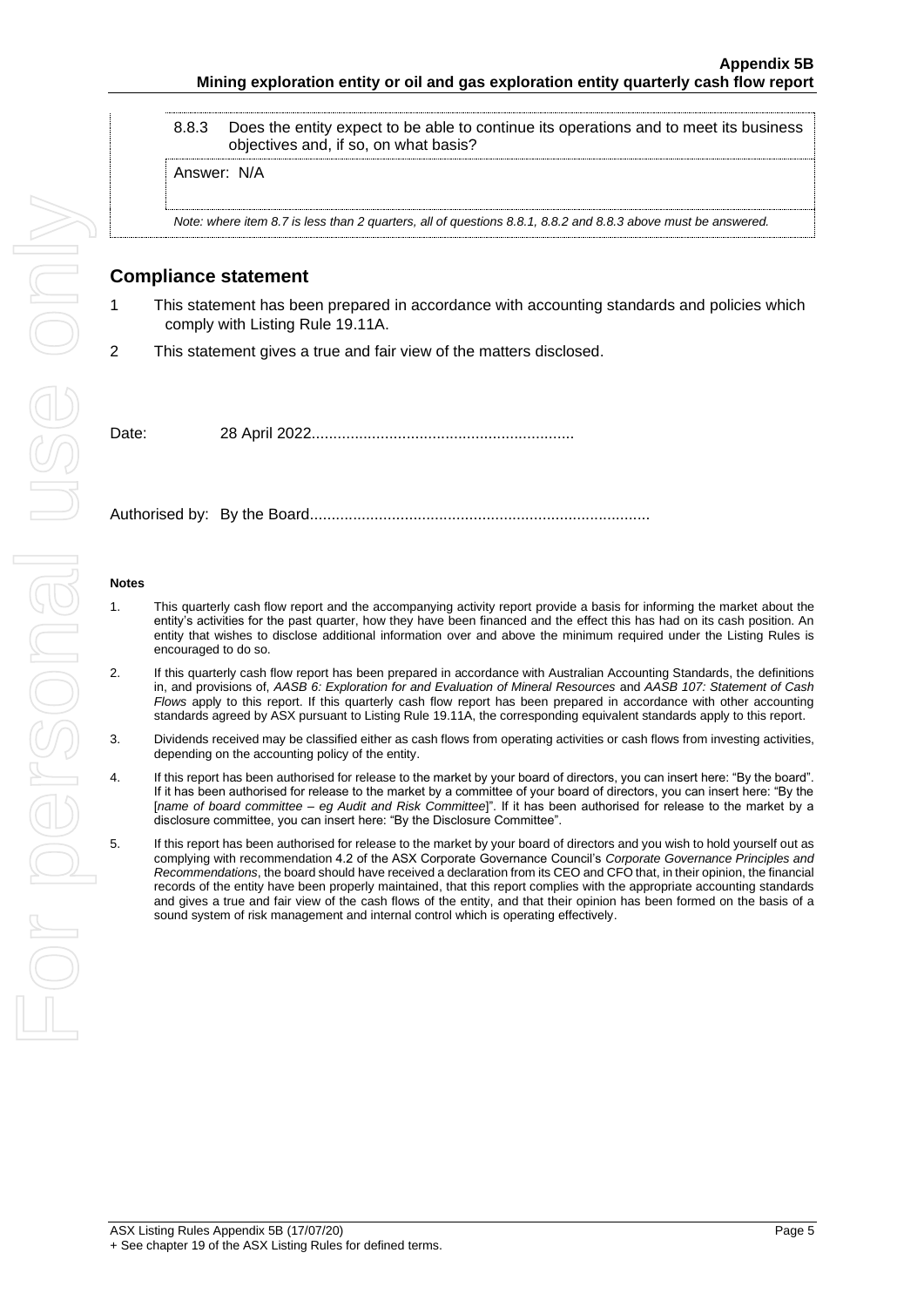| | |
|---|---|
| 8.8.3 | Does the entity expect to be able to continue its operations and to meet its business objectives and, if so, on what basis? |
| Answer: N/A | |

*Note: where item 8.7 is less than 2 quarters, all of questions 8.8.1, 8.8.2 and 8.8.3 above must be answered.*

## Compliance statement

1. This statement has been prepared in accordance with accounting standards and policies which comply with Listing Rule 19.11A.
2. This statement gives a true and fair view of the matters disclosed.

Date: 28 April 2022............................................................

Authorised by: By the Board.............................................................................

**Notes**

1. This quarterly cash flow report and the accompanying activity report provide a basis for informing the market about the entity's activities for the past quarter, how they have been financed and the effect this has had on its cash position. An entity that wishes to disclose additional information over and above the minimum required under the Listing Rules is encouraged to do so.
2. If this quarterly cash flow report has been prepared in accordance with Australian Accounting Standards, the definitions in, and provisions of, *AASB 6: Exploration for and Evaluation of Mineral Resources* and *AASB 107: Statement of Cash Flows* apply to this report. If this quarterly cash flow report has been prepared in accordance with other accounting standards agreed by ASX pursuant to Listing Rule 19.11A, the corresponding equivalent standards apply to this report.
3. Dividends received may be classified either as cash flows from operating activities or cash flows from investing activities, depending on the accounting policy of the entity.
4. If this report has been authorised for release to the market by your board of directors, you can insert here: "By the board". If it has been authorised for release to the market by a committee of your board of directors, you can insert here: "By the [*name of board committee – eg Audit and Risk Committee*]". If it has been authorised for release to the market by a disclosure committee, you can insert here: "By the Disclosure Committee".
5. If this report has been authorised for release to the market by your board of directors and you wish to hold yourself out as complying with recommendation 4.2 of the ASX Corporate Governance Council's *Corporate Governance Principles and Recommendations*, the board should have received a declaration from its CEO and CFO that, in their opinion, the financial records of the entity have been properly maintained, that this report complies with the appropriate accounting standards and gives a true and fair view of the cash flows of the entity, and that their opinion has been formed on the basis of a sound system of risk management and internal control which is operating effectively.